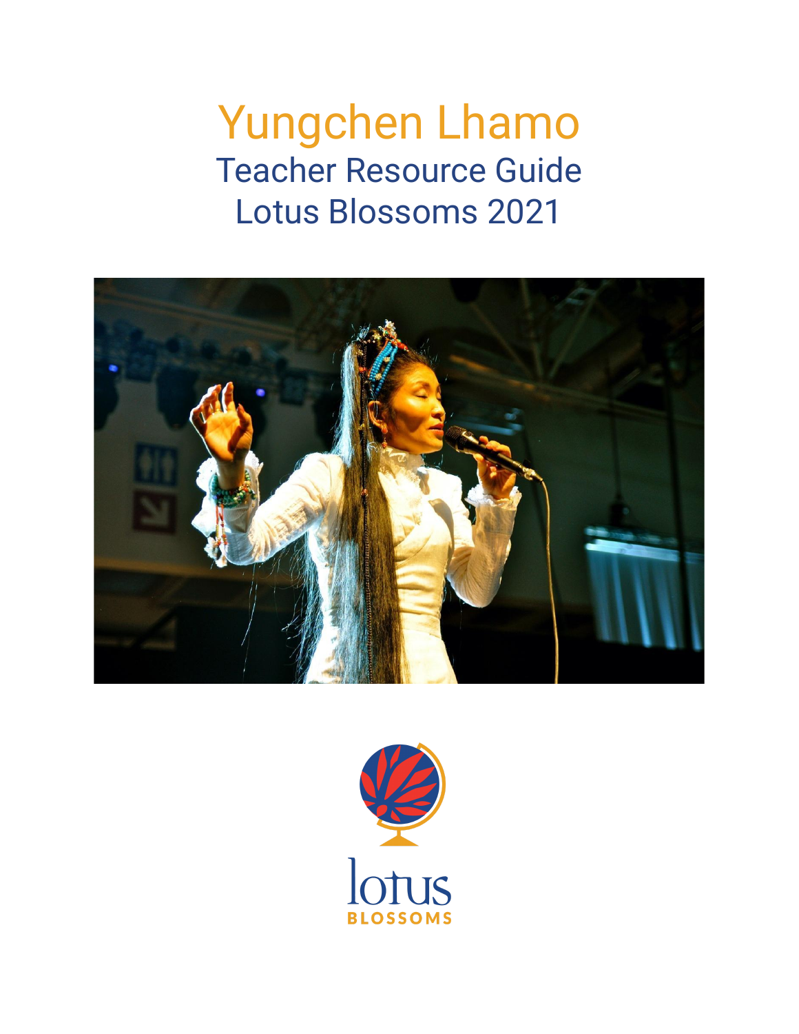# Yungchen Lhamo

## Teacher Resource Guide
## Lotus Blossoms 2021

lotus
BLOSSOMS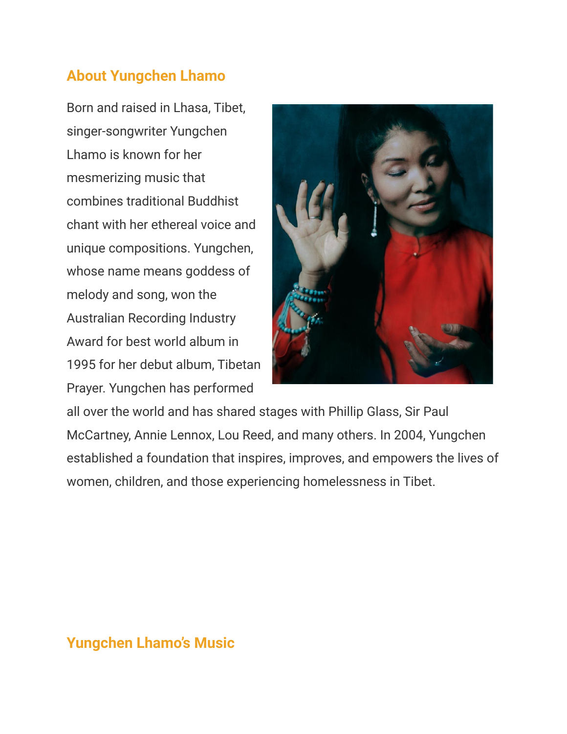## About Yungchen Lhamo

Born and raised in Lhasa, Tibet, singer-songwriter Yungchen Lhamo is known for her mesmerizing music that combines traditional Buddhist chant with her ethereal voice and unique compositions. Yungchen, whose name means goddess of melody and song, won the Australian Recording Industry Award for best world album in 1995 for her debut album, Tibetan Prayer. Yungchen has performed all over the world and has shared stages with Phillip Glass, Sir Paul McCartney, Annie Lennox, Lou Reed, and many others. In 2004, Yungchen established a foundation that inspires, improves, and empowers the lives of women, children, and those experiencing homelessness in Tibet.

## Yungchen Lhamo's Music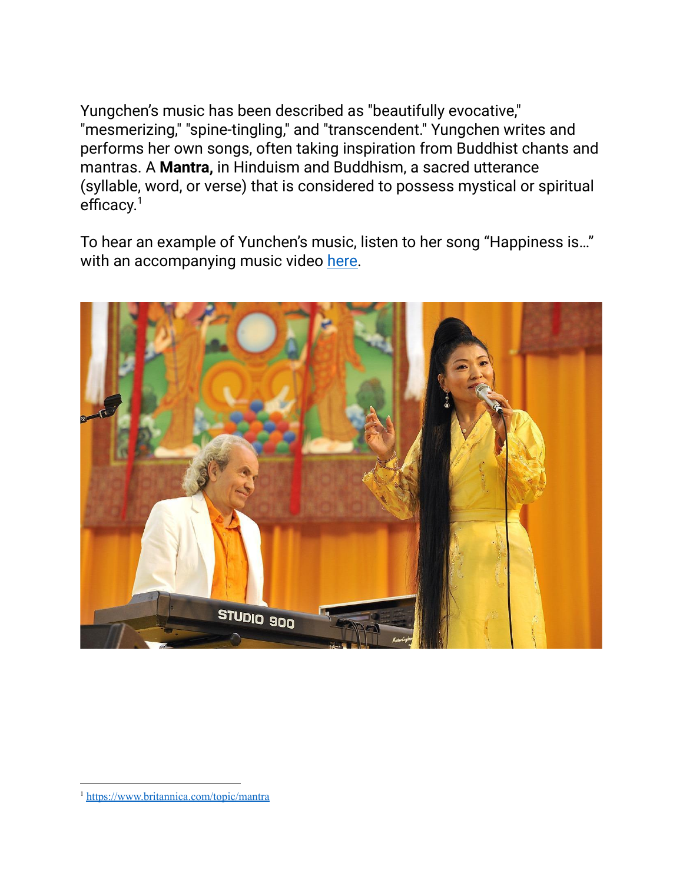Yungchen's music has been described as "beautifully evocative," "mesmerizing," "spine-tingling," and "transcendent." Yungchen writes and performs her own songs, often taking inspiration from Buddhist chants and mantras. A **Mantra,** in Hinduism and Buddhism, a sacred utterance (syllable, word, or verse) that is considered to possess mystical or spiritual efficacy.[1]

To hear an example of Yunchen's music, listen to her song "Happiness is…" with an accompanying music video here.

[1] https://www.britannica.com/topic/mantra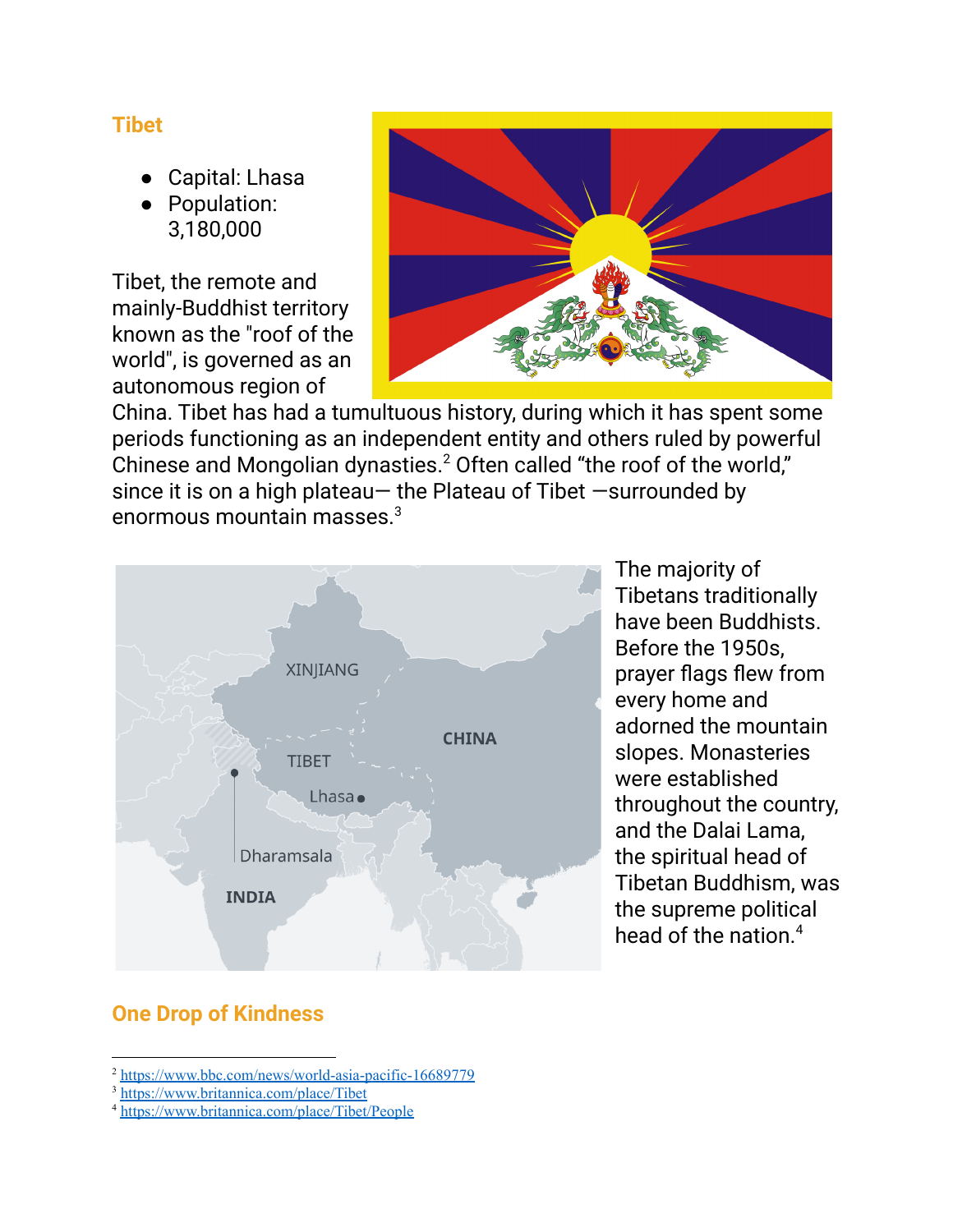## Tibet

- Capital: Lhasa
- Population: 3,180,000

Tibet, the remote and mainly-Buddhist territory known as the "roof of the world", is governed as an autonomous region of China. Tibet has had a tumultuous history, during which it has spent some periods functioning as an independent entity and others ruled by powerful Chinese and Mongolian dynasties.[2] Often called "the roof of the world," since it is on a high plateau— the Plateau of Tibet —surrounded by enormous mountain masses.[3]

The majority of Tibetans traditionally have been Buddhists. Before the 1950s, prayer flags flew from every home and adorned the mountain slopes. Monasteries were established throughout the country, and the Dalai Lama, the spiritual head of Tibetan Buddhism, was the supreme political head of the nation.[4]

## One Drop of Kindness

---

[2] https://www.bbc.com/news/world-asia-pacific-16689779
[3] https://www.britannica.com/place/Tibet
[4] https://www.britannica.com/place/Tibet/People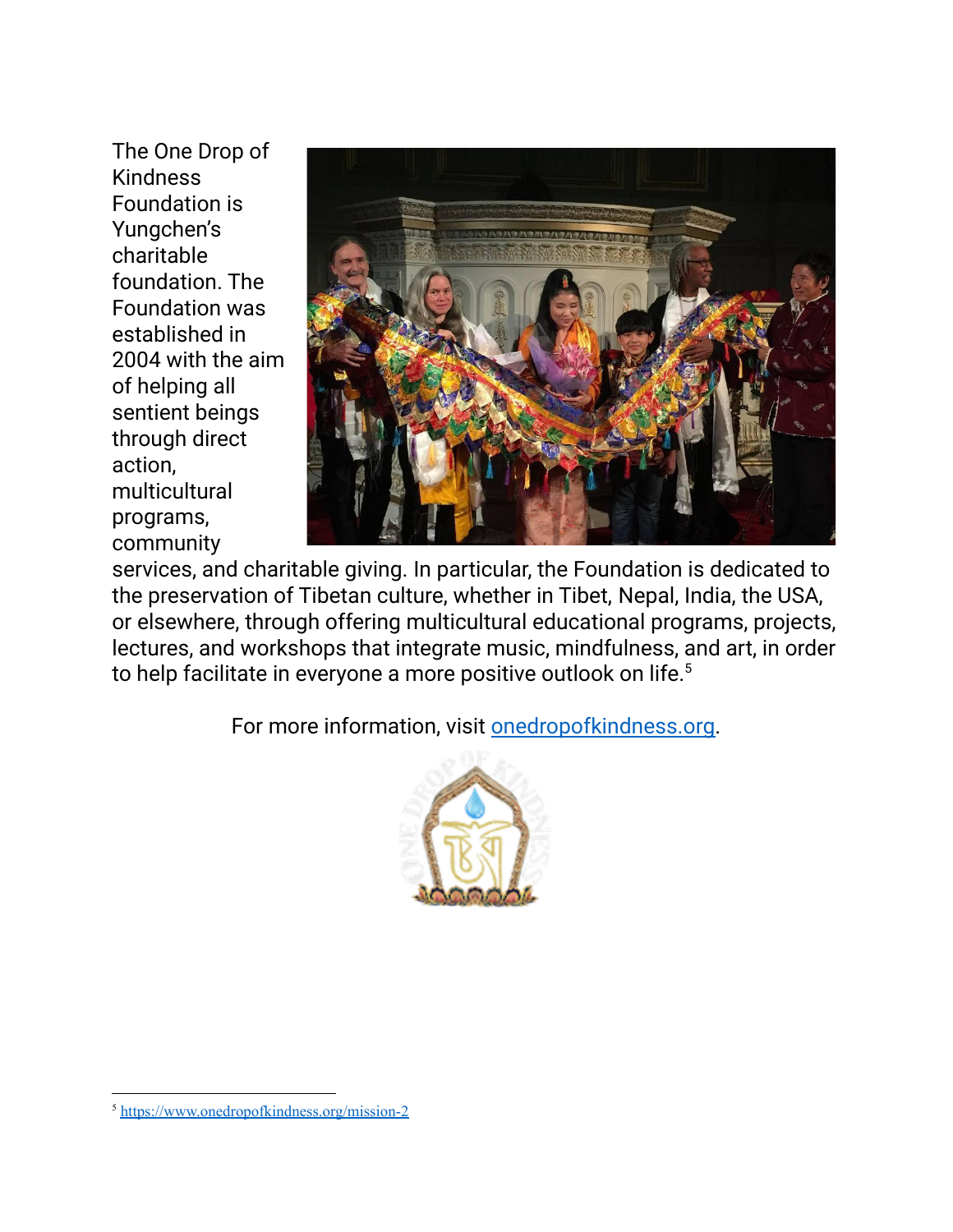The One Drop of Kindness Foundation is Yungchen's charitable foundation. The Foundation was established in 2004 with the aim of helping all sentient beings through direct action, multicultural programs, community services, and charitable giving. In particular, the Foundation is dedicated to the preservation of Tibetan culture, whether in Tibet, Nepal, India, the USA, or elsewhere, through offering multicultural educational programs, projects, lectures, and workshops that integrate music, mindfulness, and art, in order to help facilitate in everyone a more positive outlook on life.[5]

For more information, visit [onedropofkindness.org](https://onedropofkindness.org).

---

[5] https://www.onedropofkindness.org/mission-2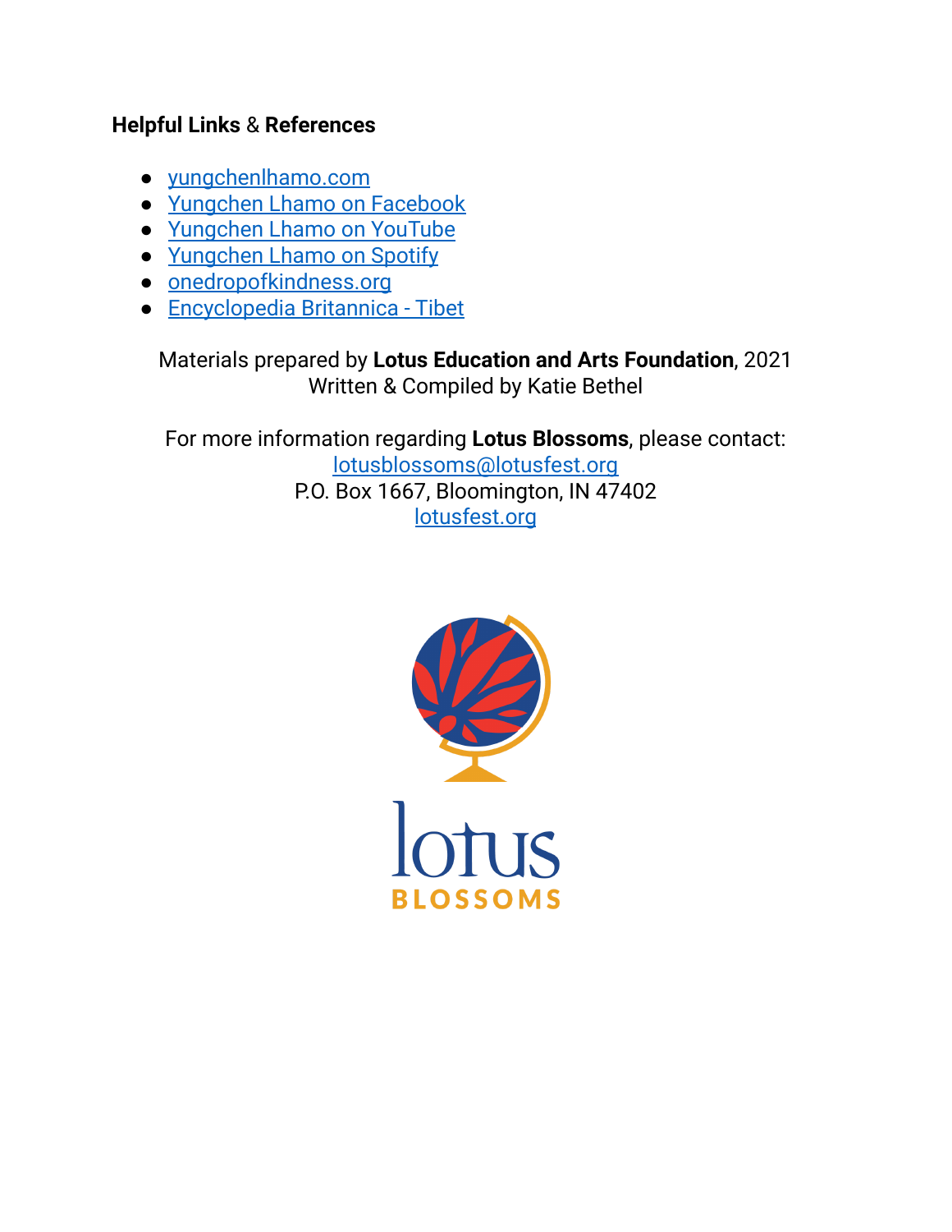**Helpful Links** & **References**

- yungchenlhamo.com
- Yungchen Lhamo on Facebook
- Yungchen Lhamo on YouTube
- Yungchen Lhamo on Spotify
- onedropofkindness.org
- Encyclopedia Britannica - Tibet

Materials prepared by **Lotus Education and Arts Foundation**, 2021
Written & Compiled by Katie Bethel

For more information regarding **Lotus Blossoms**, please contact:
lotusblossoms@lotusfest.org
P.O. Box 1667, Bloomington, IN 47402
lotusfest.org

lotus
BLOSSOMS